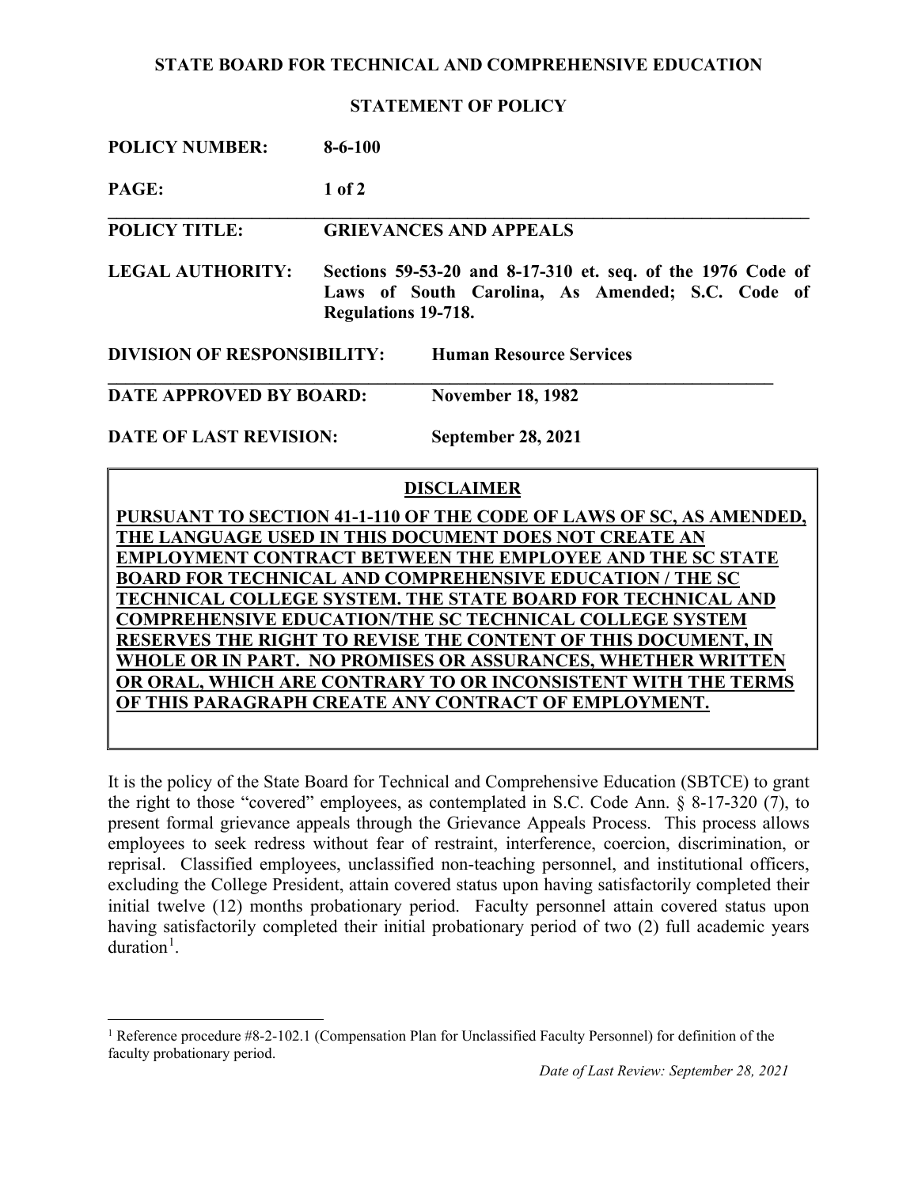**STATE BOARD FOR TECHNICAL AND COMPREHENSIVE EDUCATION**

**STATEMENT OF POLICY**

**POLICY NUMBER:** **8-6-100**

**PAGE:** **1 of 2**

---

**POLICY TITLE:** **GRIEVANCES AND APPEALS**

**LEGAL AUTHORITY:** **Sections 59-53-20 and 8-17-310 et. seq. of the 1976 Code of Laws of South Carolina, As Amended; S.C. Code of Regulations 19-718.**

**DIVISION OF RESPONSIBILITY:** **Human Resource Services**

---

**DATE APPROVED BY BOARD:** **November 18, 1982**

**DATE OF LAST REVISION:** **September 28, 2021**

> **DISCLAIMER**
>
> **PURSUANT TO SECTION 41-1-110 OF THE CODE OF LAWS OF SC, AS AMENDED, THE LANGUAGE USED IN THIS DOCUMENT DOES NOT CREATE AN EMPLOYMENT CONTRACT BETWEEN THE EMPLOYEE AND THE SC STATE BOARD FOR TECHNICAL AND COMPREHENSIVE EDUCATION / THE SC TECHNICAL COLLEGE SYSTEM. THE STATE BOARD FOR TECHNICAL AND COMPREHENSIVE EDUCATION/THE SC TECHNICAL COLLEGE SYSTEM RESERVES THE RIGHT TO REVISE THE CONTENT OF THIS DOCUMENT, IN WHOLE OR IN PART. NO PROMISES OR ASSURANCES, WHETHER WRITTEN OR ORAL, WHICH ARE CONTRARY TO OR INCONSISTENT WITH THE TERMS OF THIS PARAGRAPH CREATE ANY CONTRACT OF EMPLOYMENT.**

It is the policy of the State Board for Technical and Comprehensive Education (SBTCE) to grant the right to those "covered" employees, as contemplated in S.C. Code Ann. § 8-17-320 (7), to present formal grievance appeals through the Grievance Appeals Process. This process allows employees to seek redress without fear of restraint, interference, coercion, discrimination, or reprisal. Classified employees, unclassified non-teaching personnel, and institutional officers, excluding the College President, attain covered status upon having satisfactorily completed their initial twelve (12) months probationary period. Faculty personnel attain covered status upon having satisfactorily completed their initial probationary period of two (2) full academic years duration[1].

---

[1] Reference procedure #8-2-102.1 (Compensation Plan for Unclassified Faculty Personnel) for definition of the faculty probationary period.

*Date of Last Review: September 28, 2021*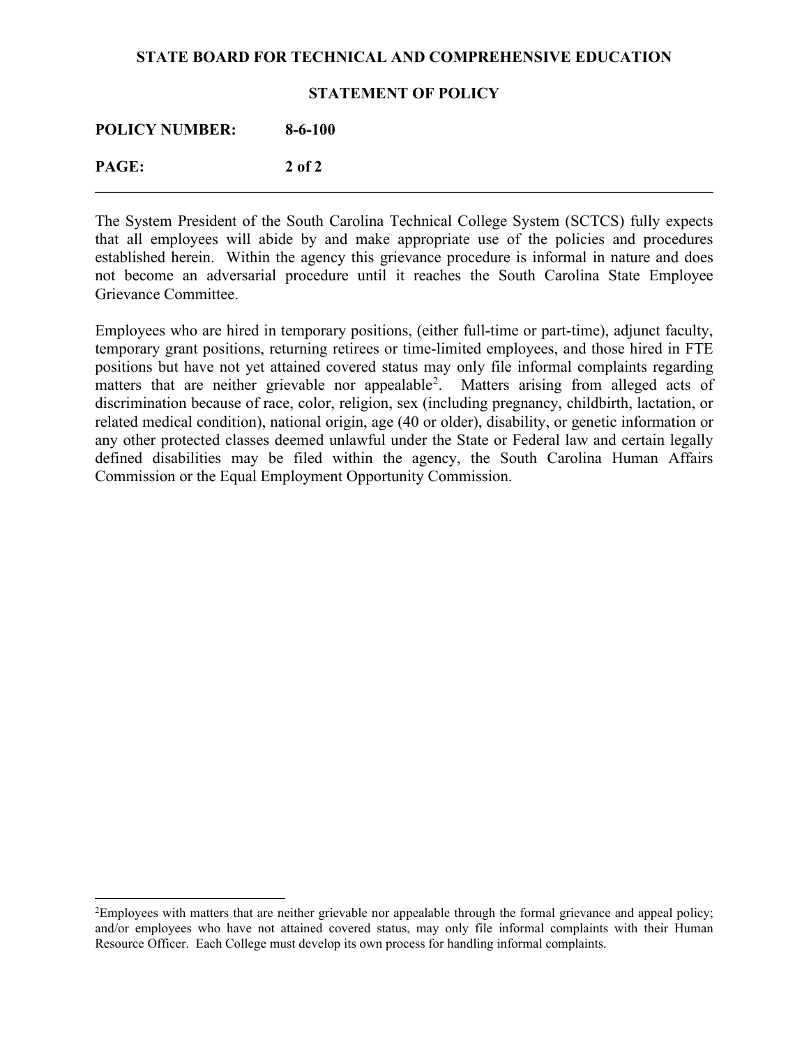The System President of the South Carolina Technical College System (SCTCS) fully expects that all employees will abide by and make appropriate use of the policies and procedures established herein. Within the agency this grievance procedure is informal in nature and does not become an adversarial procedure until it reaches the South Carolina State Employee Grievance Committee.

Employees who are hired in temporary positions, (either full-time or part-time), adjunct faculty, temporary grant positions, returning retirees or time-limited employees, and those hired in FTE positions but have not yet attained covered status may only file informal complaints regarding matters that are neither grievable nor appealable[2]. Matters arising from alleged acts of discrimination because of race, color, religion, sex (including pregnancy, childbirth, lactation, or related medical condition), national origin, age (40 or older), disability, or genetic information or any other protected classes deemed unlawful under the State or Federal law and certain legally defined disabilities may be filed within the agency, the South Carolina Human Affairs Commission or the Equal Employment Opportunity Commission.

---

[2]Employees with matters that are neither grievable nor appealable through the formal grievance and appeal policy; and/or employees who have not attained covered status, may only file informal complaints with their Human Resource Officer. Each College must develop its own process for handling informal complaints.